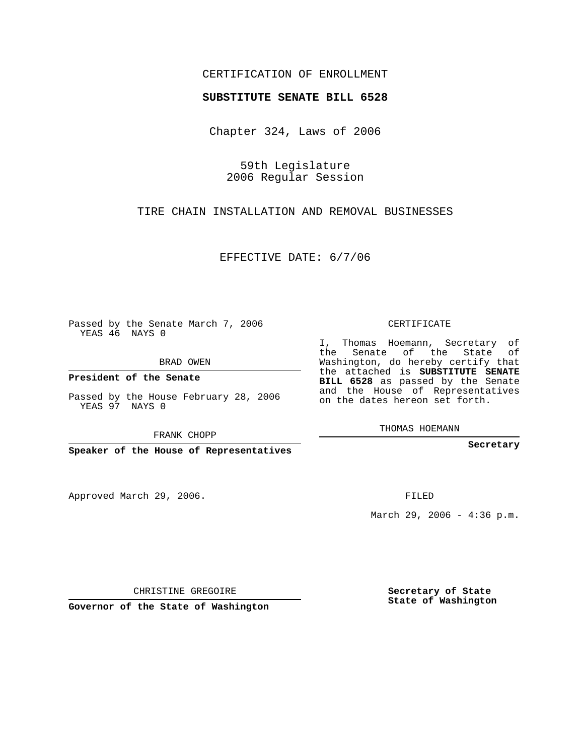CERTIFICATION OF ENROLLMENT

**SUBSTITUTE SENATE BILL 6528**

Chapter 324, Laws of 2006

59th Legislature
2006 Regular Session

TIRE CHAIN INSTALLATION AND REMOVAL BUSINESSES

EFFECTIVE DATE: 6/7/06

Passed by the Senate March 7, 2006
YEAS 46 NAYS 0

BRAD OWEN

**President of the Senate**

Passed by the House February 28, 2006
YEAS 97 NAYS 0

FRANK CHOPP

**Speaker of the House of Representatives**

Approved March 29, 2006.

CHRISTINE GREGOIRE

**Governor of the State of Washington**

CERTIFICATE

I, Thomas Hoemann, Secretary of the Senate of the State of Washington, do hereby certify that the attached is **SUBSTITUTE SENATE BILL 6528** as passed by the Senate and the House of Representatives on the dates hereon set forth.

THOMAS HOEMANN

**Secretary**

FILED

March 29, 2006 - 4:36 p.m.

**Secretary of State**
**State of Washington**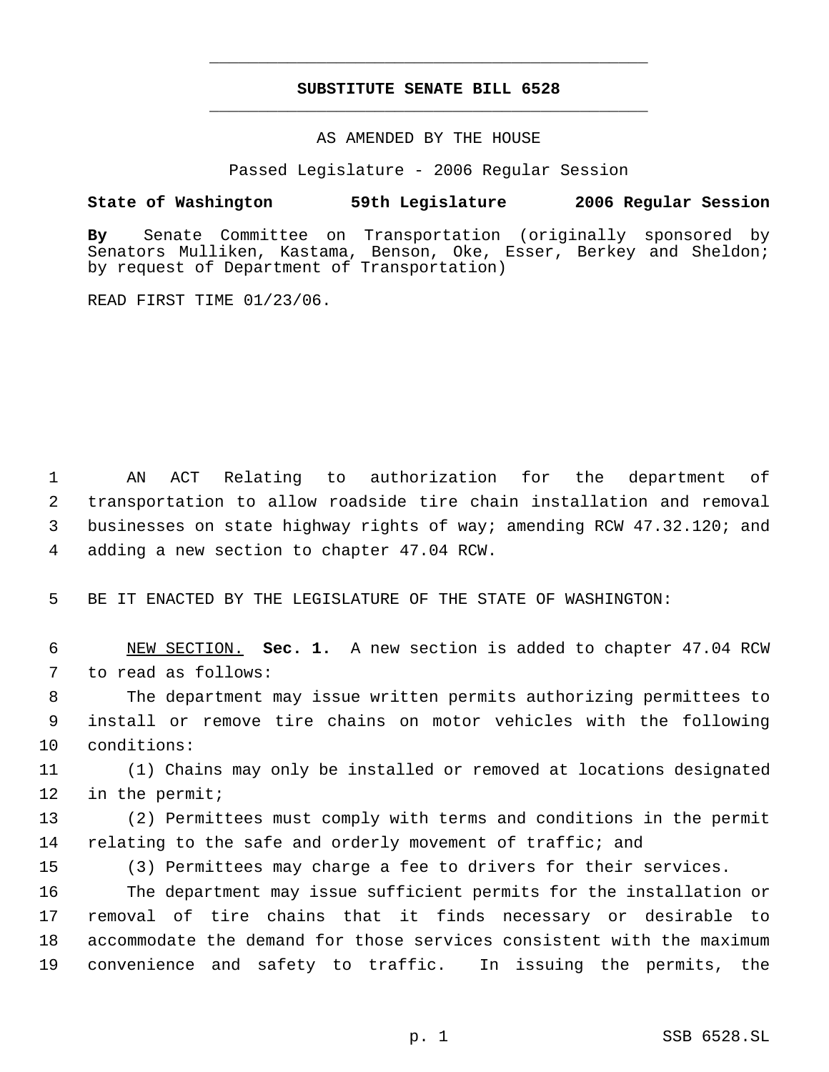# SUBSTITUTE SENATE BILL 6528

AS AMENDED BY THE HOUSE

Passed Legislature - 2006 Regular Session

**State of Washington 59th Legislature 2006 Regular Session**

**By** Senate Committee on Transportation (originally sponsored by Senators Mulliken, Kastama, Benson, Oke, Esser, Berkey and Sheldon; by request of Department of Transportation)

READ FIRST TIME 01/23/06.

AN ACT Relating to authorization for the department of transportation to allow roadside tire chain installation and removal businesses on state highway rights of way; amending RCW 47.32.120; and adding a new section to chapter 47.04 RCW.

BE IT ENACTED BY THE LEGISLATURE OF THE STATE OF WASHINGTON:

NEW SECTION. **Sec. 1.** A new section is added to chapter 47.04 RCW to read as follows:

The department may issue written permits authorizing permittees to install or remove tire chains on motor vehicles with the following conditions:

(1) Chains may only be installed or removed at locations designated in the permit;

(2) Permittees must comply with terms and conditions in the permit relating to the safe and orderly movement of traffic; and

(3) Permittees may charge a fee to drivers for their services.

The department may issue sufficient permits for the installation or removal of tire chains that it finds necessary or desirable to accommodate the demand for those services consistent with the maximum convenience and safety to traffic. In issuing the permits, the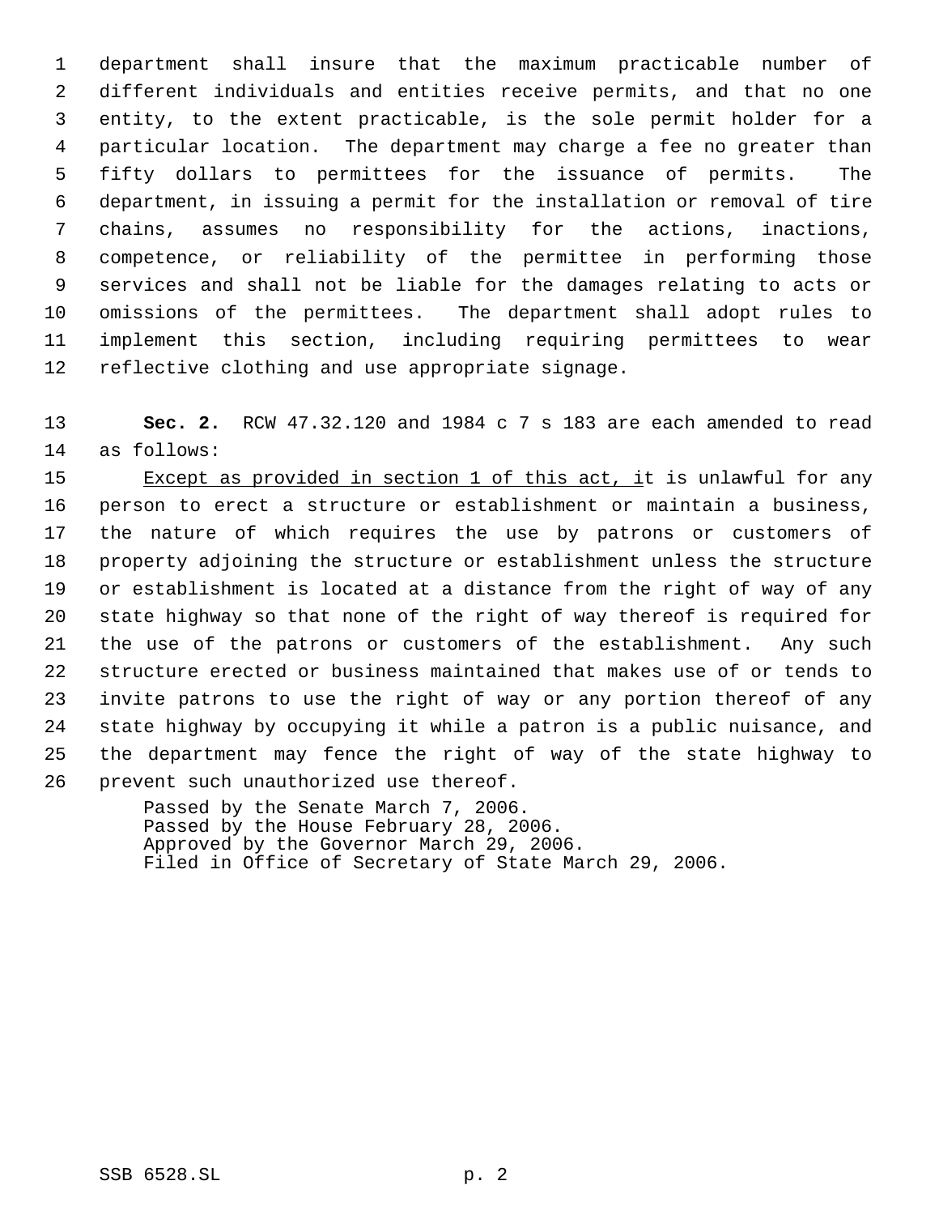department shall insure that the maximum practicable number of different individuals and entities receive permits, and that no one entity, to the extent practicable, is the sole permit holder for a particular location. The department may charge a fee no greater than fifty dollars to permittees for the issuance of permits. The department, in issuing a permit for the installation or removal of tire chains, assumes no responsibility for the actions, inactions, competence, or reliability of the permittee in performing those services and shall not be liable for the damages relating to acts or omissions of the permittees. The department shall adopt rules to implement this section, including requiring permittees to wear reflective clothing and use appropriate signage.

**Sec. 2.** RCW 47.32.120 and 1984 c 7 s 183 are each amended to read as follows:

Except as provided in section 1 of this act, it is unlawful for any person to erect a structure or establishment or maintain a business, the nature of which requires the use by patrons or customers of property adjoining the structure or establishment unless the structure or establishment is located at a distance from the right of way of any state highway so that none of the right of way thereof is required for the use of the patrons or customers of the establishment. Any such structure erected or business maintained that makes use of or tends to invite patrons to use the right of way or any portion thereof of any state highway by occupying it while a patron is a public nuisance, and the department may fence the right of way of the state highway to prevent such unauthorized use thereof.

Passed by the Senate March 7, 2006.
Passed by the House February 28, 2006.
Approved by the Governor March 29, 2006.
Filed in Office of Secretary of State March 29, 2006.